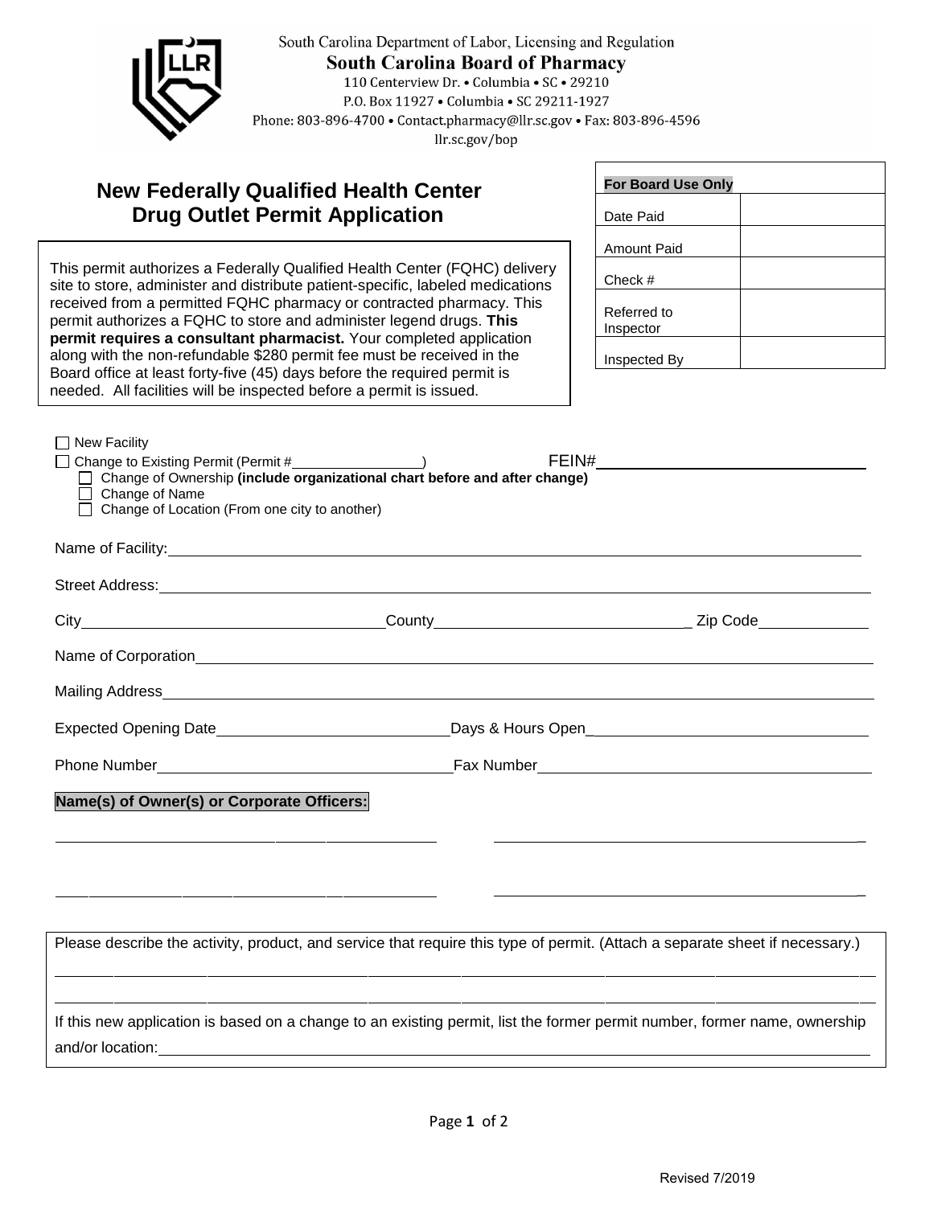South Carolina Department of Labor, Licensing and Regulation

**South Carolina Board of Pharmacy**

110 Centerview Dr. • Columbia • SC • 29210
P.O. Box 11927 • Columbia • SC 29211-1927
Phone: 803-896-4700 • Contact.pharmacy@llr.sc.gov • Fax: 803-896-4596
llr.sc.gov/bop

# New Federally Qualified Health Center Drug Outlet Permit Application

| **For Board Use Only** | |
|---|---|
| Date Paid | |
| Amount Paid | |
| Check # | |
| Referred to Inspector | |
| Inspected By | |

This permit authorizes a Federally Qualified Health Center (FQHC) delivery site to store, administer and distribute patient-specific, labeled medications received from a permitted FQHC pharmacy or contracted pharmacy. This permit authorizes a FQHC to store and administer legend drugs. **This permit requires a consultant pharmacist.** Your completed application along with the non-refundable $280 permit fee must be received in the Board office at least forty-five (45) days before the required permit is needed. All facilities will be inspected before a permit is issued.

☐ New Facility

☐ Change to Existing Permit (Permit #________________) FEIN#____________________________

- ☐ Change of Ownership **(include organizational chart before and after change)**
- ☐ Change of Name
- ☐ Change of Location (From one city to another)

Name of Facility:____________________________________________________________

Street Address:______________________________________________________________

City______________________________County______________________________ Zip Code____________

Name of Corporation__________________________________________________________

Mailing Address______________________________________________________________

Expected Opening Date___________________________Days & Hours Open_________________________________

Phone Number_________________________________Fax Number______________________________________

**Name(s) of Owner(s) or Corporate Officers:**

______________________________________ ______________________________________

______________________________________ ______________________________________

Please describe the activity, product, and service that require this type of permit. (Attach a separate sheet if necessary.)

_____________________________________________________________________________

_____________________________________________________________________________

If this new application is based on a change to an existing permit, list the former permit number, former name, ownership and/or location:______________________________________________________________

Revised 7/2019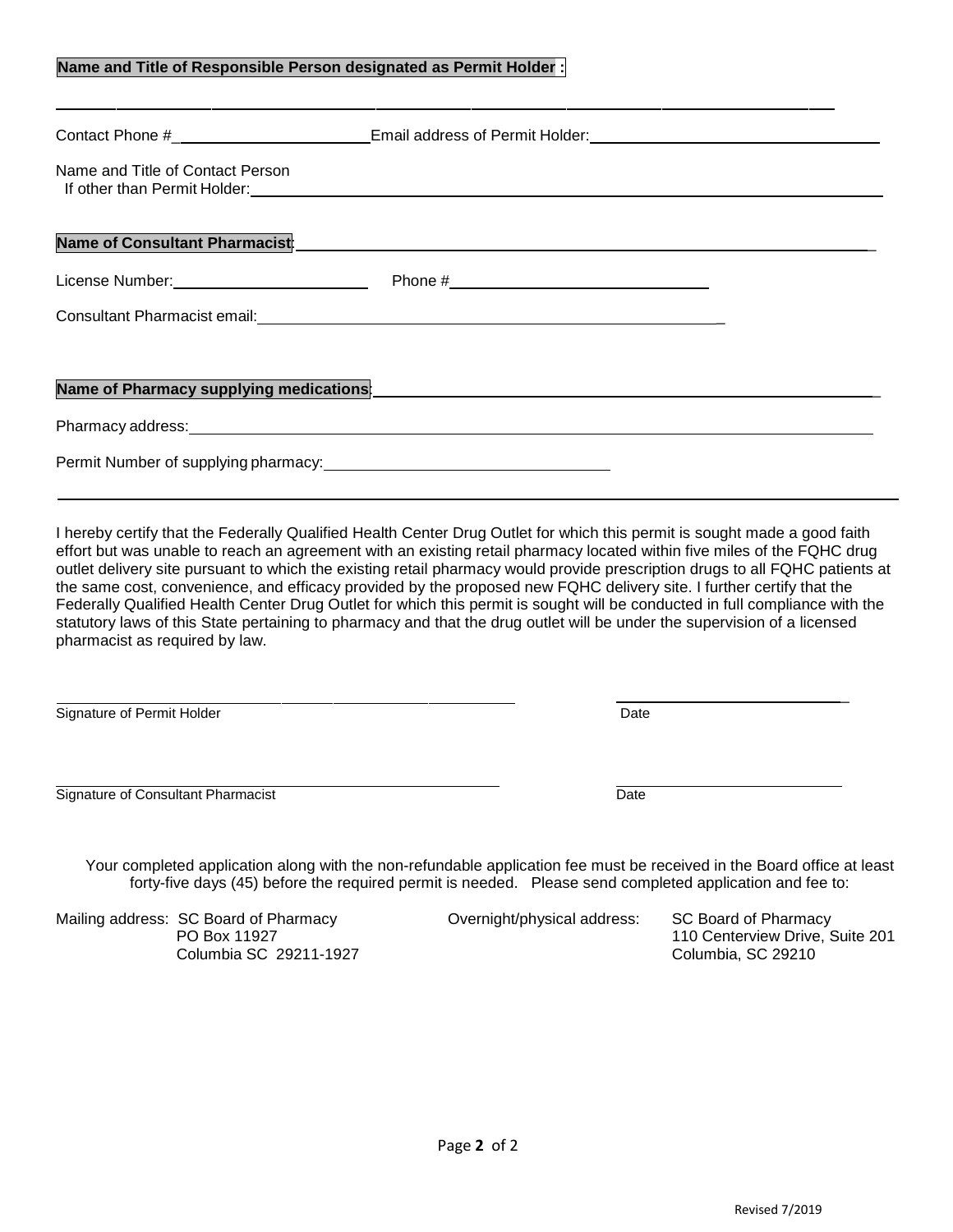**Name and Title of Responsible Person designated as Permit Holder :**

_______________________________________________________________________________

Contact Phone #______________________ Email address of Permit Holder: ________________________________

Name and Title of Contact Person
If other than Permit Holder: _______________________________________________________________

**Name of Consultant Pharmacist**: _______________________________________________________________

License Number: ______________________ Phone # ____________________________

Consultant Pharmacist email: _____________________________________________________

**Name of Pharmacy supplying medications**: ______________________________________________________

Pharmacy address: _______________________________________________________________________

Permit Number of supplying pharmacy: ________________________________

---

I hereby certify that the Federally Qualified Health Center Drug Outlet for which this permit is sought made a good faith effort but was unable to reach an agreement with an existing retail pharmacy located within five miles of the FQHC drug outlet delivery site pursuant to which the existing retail pharmacy would provide prescription drugs to all FQHC patients at the same cost, convenience, and efficacy provided by the proposed new FQHC delivery site. I further certify that the Federally Qualified Health Center Drug Outlet for which this permit is sought will be conducted in full compliance with the statutory laws of this State pertaining to pharmacy and that the drug outlet will be under the supervision of a licensed pharmacist as required by law.

______________________________________________ ____________________________
Signature of Permit Holder Date

______________________________________________ ____________________________
Signature of Consultant Pharmacist Date

Your completed application along with the non-refundable application fee must be received in the Board office at least forty-five days (45) before the required permit is needed. Please send completed application and fee to:

Mailing address: SC Board of Pharmacy
PO Box 11927
Columbia SC 29211-1927

Overnight/physical address: SC Board of Pharmacy
110 Centerview Drive, Suite 201
Columbia, SC 29210

Revised 7/2019